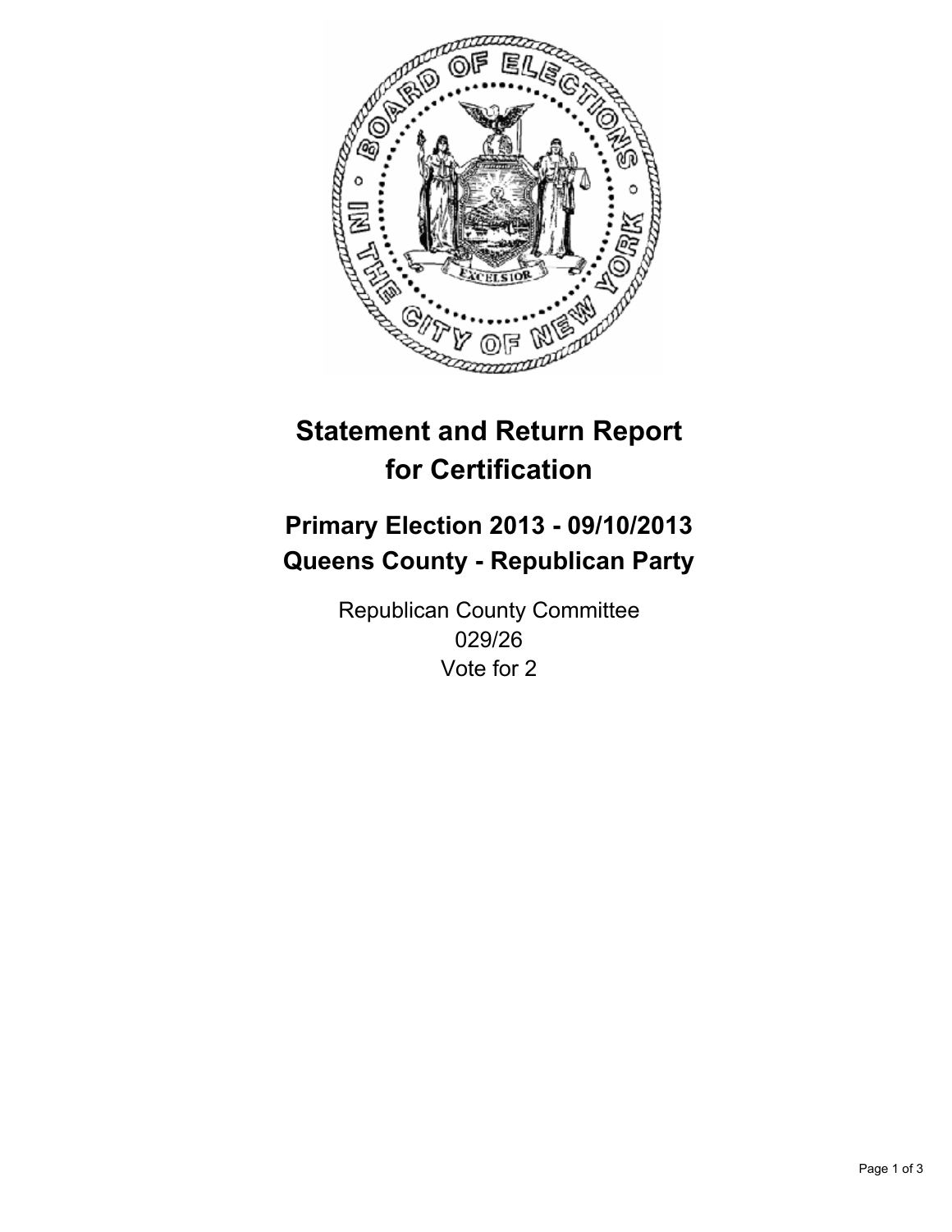# Statement and Return Report for Certification

## Primary Election 2013 - 09/10/2013
## Queens County - Republican Party

Republican County Committee
029/26
Vote for 2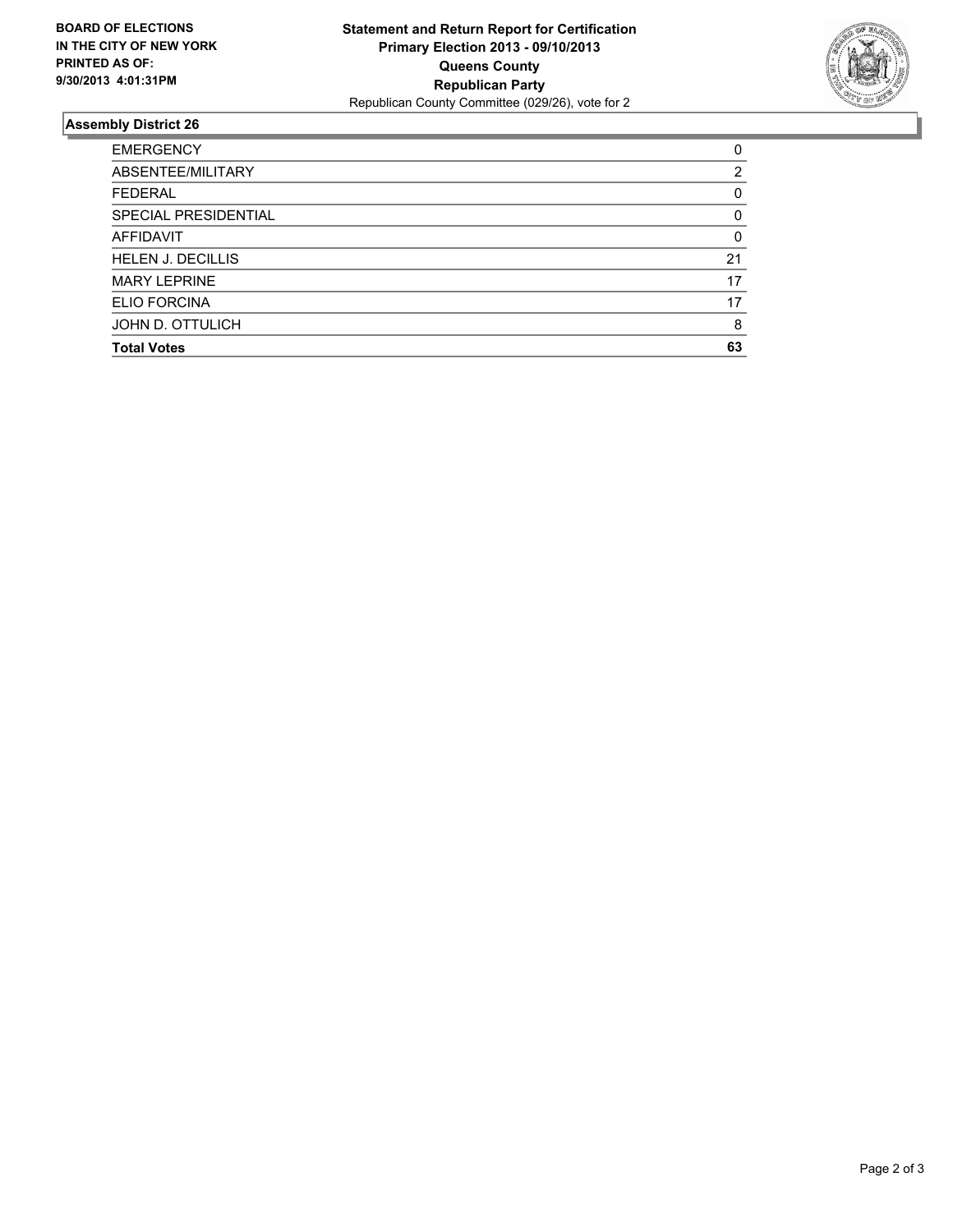**BOARD OF ELECTIONS IN THE CITY OF NEW YORK PRINTED AS OF: 9/30/2013 4:01:31PM**

**Statement and Return Report for Certification**
**Primary Election 2013 - 09/10/2013**
**Queens County**
**Republican Party**
Republican County Committee (029/26), vote for 2

## Assembly District 26

| | |
|---|---|
| EMERGENCY | 0 |
| ABSENTEE/MILITARY | 2 |
| FEDERAL | 0 |
| SPECIAL PRESIDENTIAL | 0 |
| AFFIDAVIT | 0 |
| HELEN J. DECILLIS | 21 |
| MARY LEPRINE | 17 |
| ELIO FORCINA | 17 |
| JOHN D. OTTULICH | 8 |
| **Total Votes** | **63** |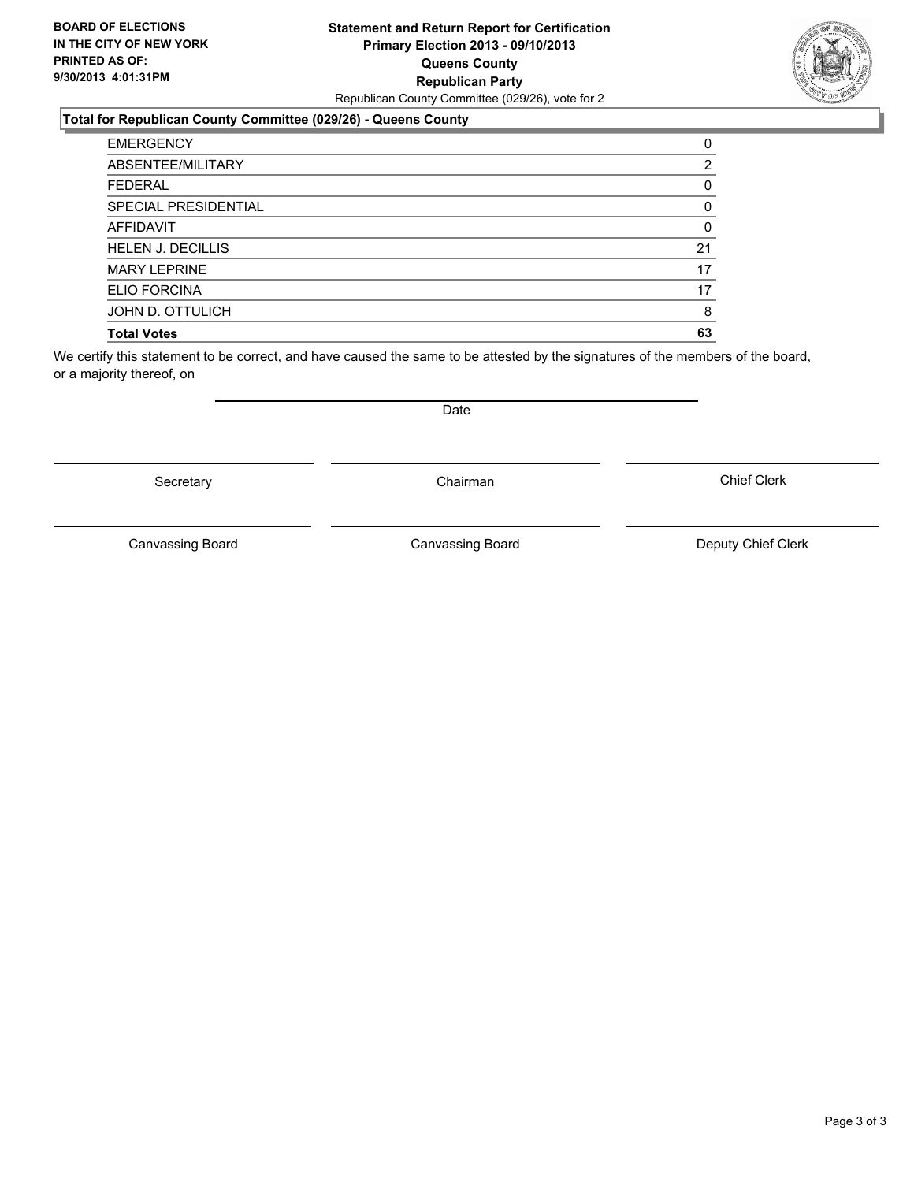**BOARD OF ELECTIONS IN THE CITY OF NEW YORK PRINTED AS OF: 9/30/2013 4:01:31PM**

**Statement and Return Report for Certification**
**Primary Election 2013 - 09/10/2013**
**Queens County**
**Republican Party**
Republican County Committee (029/26), vote for 2

### Total for Republican County Committee (029/26) - Queens County

| | |
|---|---|
| EMERGENCY | 0 |
| ABSENTEE/MILITARY | 2 |
| FEDERAL | 0 |
| SPECIAL PRESIDENTIAL | 0 |
| AFFIDAVIT | 0 |
| HELEN J. DECILLIS | 21 |
| MARY LEPRINE | 17 |
| ELIO FORCINA | 17 |
| JOHN D. OTTULICH | 8 |
| **Total Votes** | **63** |

We certify this statement to be correct, and have caused the same to be attested by the signatures of the members of the board, or a majority thereof, on

Date

Secretary

Chairman

Chief Clerk

Canvassing Board

Canvassing Board

Deputy Chief Clerk